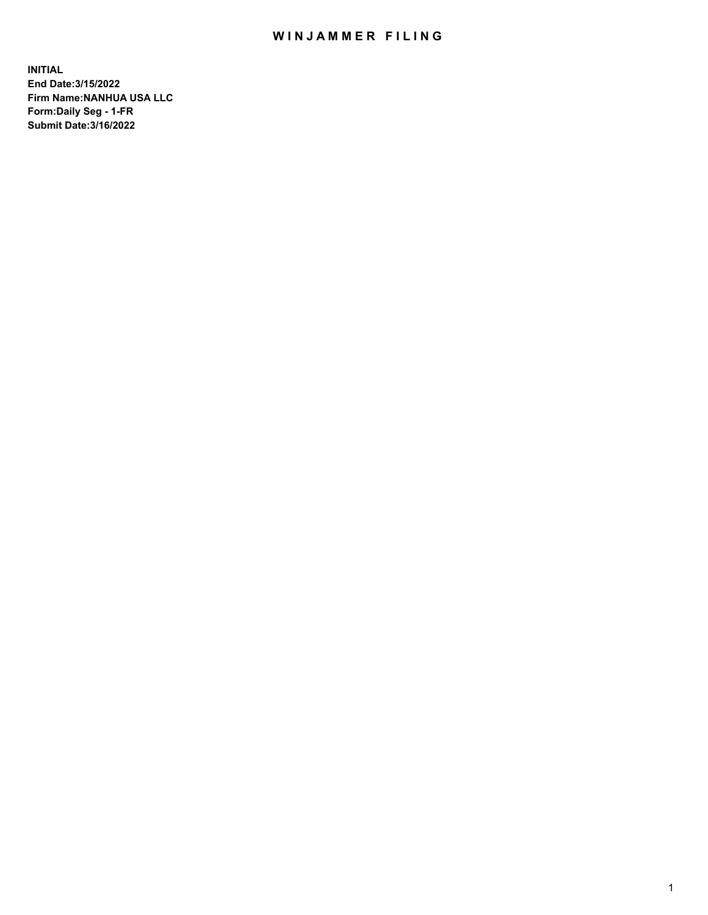# WINJAMMER FILING

**INITIAL**
**End Date:3/15/2022**
**Firm Name:NANHUA USA LLC**
**Form:Daily Seg - 1-FR**
**Submit Date:3/16/2022**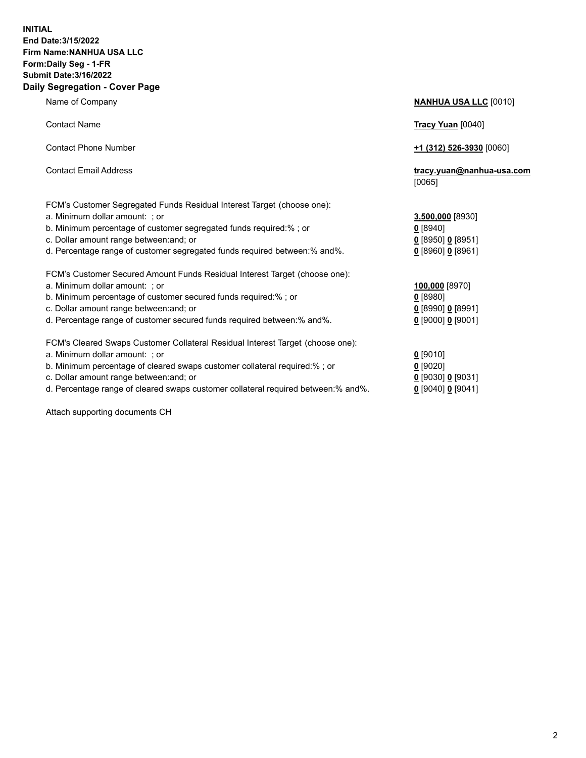**INITIAL**
**End Date:3/15/2022**
**Firm Name:NANHUA USA LLC**
**Form:Daily Seg - 1-FR**
**Submit Date:3/16/2022**

## Daily Segregation - Cover Page

| | |
|---|---|
| Name of Company | **NANHUA USA LLC** [0010] |
| Contact Name | **Tracy Yuan** [0040] |
| Contact Phone Number | **+1 (312) 526-3930** [0060] |
| Contact Email Address | **tracy.yuan@nanhua-usa.com** [0065] |
| FCM's Customer Segregated Funds Residual Interest Target (choose one): | |
| a. Minimum dollar amount: ; or | **3,500,000** [8930] |
| b. Minimum percentage of customer segregated funds required:% ; or | **0** [8940] |
| c. Dollar amount range between:and; or | **0** [8950] **0** [8951] |
| d. Percentage range of customer segregated funds required between:% and%. | **0** [8960] **0** [8961] |
| FCM's Customer Secured Amount Funds Residual Interest Target (choose one): | |
| a. Minimum dollar amount: ; or | **100,000** [8970] |
| b. Minimum percentage of customer secured funds required:% ; or | **0** [8980] |
| c. Dollar amount range between:and; or | **0** [8990] **0** [8991] |
| d. Percentage range of customer secured funds required between:% and%. | **0** [9000] **0** [9001] |
| FCM's Cleared Swaps Customer Collateral Residual Interest Target (choose one): | |
| a. Minimum dollar amount: ; or | **0** [9010] |
| b. Minimum percentage of cleared swaps customer collateral required:% ; or | **0** [9020] |
| c. Dollar amount range between:and; or | **0** [9030] **0** [9031] |
| d. Percentage range of cleared swaps customer collateral required between:% and%. | **0** [9040] **0** [9041] |

Attach supporting documents CH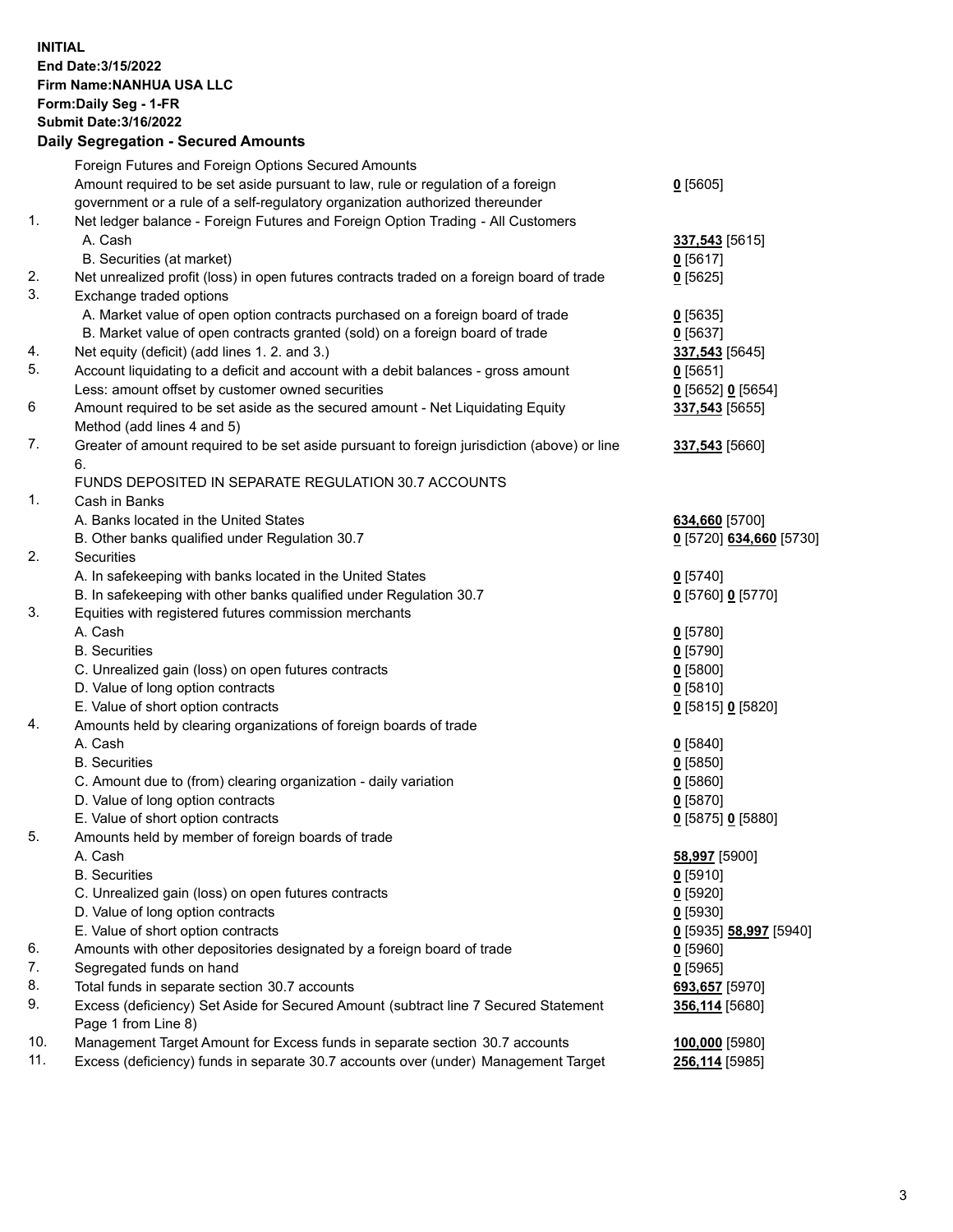**INITIAL**
**End Date:3/15/2022**
**Firm Name:NANHUA USA LLC**
**Form:Daily Seg - 1-FR**
**Submit Date:3/16/2022**

**Daily Segregation - Secured Amounts**

| | | |
|---|---|---|
| | Foreign Futures and Foreign Options Secured Amounts | |
| | Amount required to be set aside pursuant to law, rule or regulation of a foreign government or a rule of a self-regulatory organization authorized thereunder | **0** [5605] |
| 1. | Net ledger balance - Foreign Futures and Foreign Option Trading - All Customers | |
| | A. Cash | **337,543** [5615] |
| | B. Securities (at market) | **0** [5617] |
| 2. | Net unrealized profit (loss) in open futures contracts traded on a foreign board of trade | **0** [5625] |
| 3. | Exchange traded options | |
| | A. Market value of open option contracts purchased on a foreign board of trade | **0** [5635] |
| | B. Market value of open contracts granted (sold) on a foreign board of trade | **0** [5637] |
| 4. | Net equity (deficit) (add lines 1. 2. and 3.) | **337,543** [5645] |
| 5. | Account liquidating to a deficit and account with a debit balances - gross amount | **0** [5651] |
| | Less: amount offset by customer owned securities | **0** [5652] **0** [5654] |
| 6 | Amount required to be set aside as the secured amount - Net Liquidating Equity Method (add lines 4 and 5) | **337,543** [5655] |
| 7. | Greater of amount required to be set aside pursuant to foreign jurisdiction (above) or line 6. | **337,543** [5660] |
| | FUNDS DEPOSITED IN SEPARATE REGULATION 30.7 ACCOUNTS | |
| 1. | Cash in Banks | |
| | A. Banks located in the United States | **634,660** [5700] |
| | B. Other banks qualified under Regulation 30.7 | **0** [5720] **634,660** [5730] |
| 2. | Securities | |
| | A. In safekeeping with banks located in the United States | **0** [5740] |
| | B. In safekeeping with other banks qualified under Regulation 30.7 | **0** [5760] **0** [5770] |
| 3. | Equities with registered futures commission merchants | |
| | A. Cash | **0** [5780] |
| | B. Securities | **0** [5790] |
| | C. Unrealized gain (loss) on open futures contracts | **0** [5800] |
| | D. Value of long option contracts | **0** [5810] |
| | E. Value of short option contracts | **0** [5815] **0** [5820] |
| 4. | Amounts held by clearing organizations of foreign boards of trade | |
| | A. Cash | **0** [5840] |
| | B. Securities | **0** [5850] |
| | C. Amount due to (from) clearing organization - daily variation | **0** [5860] |
| | D. Value of long option contracts | **0** [5870] |
| | E. Value of short option contracts | **0** [5875] **0** [5880] |
| 5. | Amounts held by member of foreign boards of trade | |
| | A. Cash | **58,997** [5900] |
| | B. Securities | **0** [5910] |
| | C. Unrealized gain (loss) on open futures contracts | **0** [5920] |
| | D. Value of long option contracts | **0** [5930] |
| | E. Value of short option contracts | **0** [5935] **58,997** [5940] |
| 6. | Amounts with other depositories designated by a foreign board of trade | **0** [5960] |
| 7. | Segregated funds on hand | **0** [5965] |
| 8. | Total funds in separate section 30.7 accounts | **693,657** [5970] |
| 9. | Excess (deficiency) Set Aside for Secured Amount (subtract line 7 Secured Statement Page 1 from Line 8) | **356,114** [5680] |
| 10. | Management Target Amount for Excess funds in separate section 30.7 accounts | **100,000** [5980] |
| 11. | Excess (deficiency) funds in separate 30.7 accounts over (under) Management Target | **256,114** [5985] |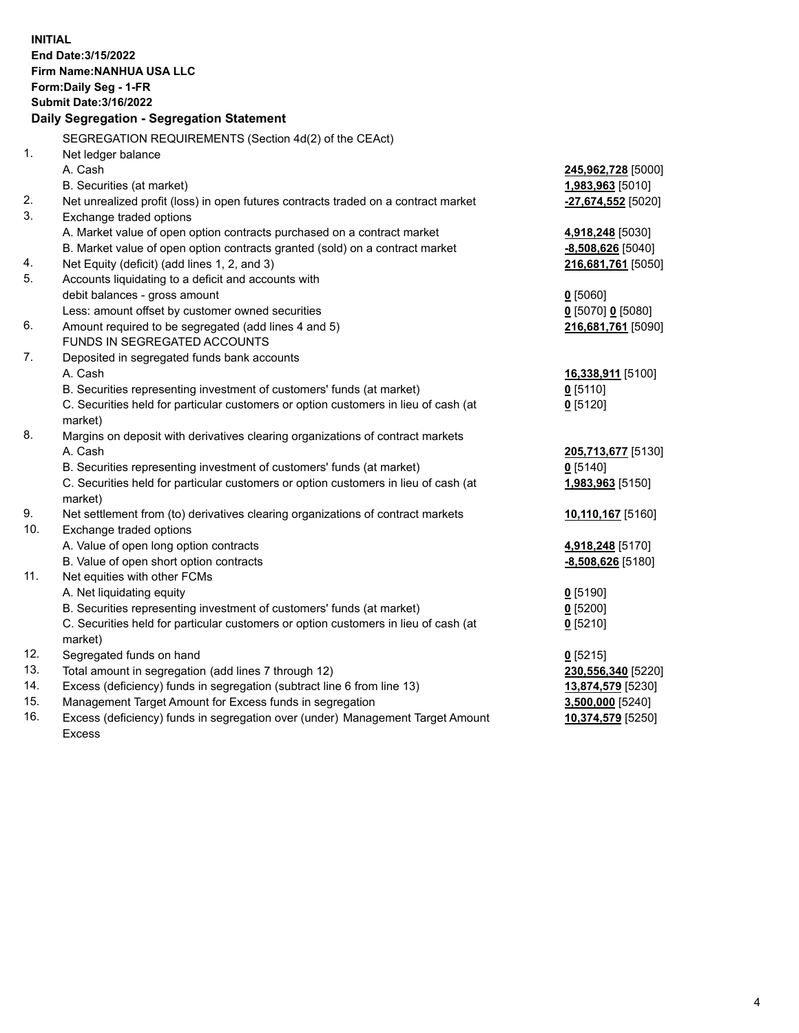**INITIAL**
**End Date:3/15/2022**
**Firm Name:NANHUA USA LLC**
**Form:Daily Seg - 1-FR**
**Submit Date:3/16/2022**

## Daily Segregation - Segregation Statement

| | SEGREGATION REQUIREMENTS (Section 4d(2) of the CEAct) | |
|---|---|---|
| 1. | Net ledger balance | |
| | A. Cash | **245,962,728** [5000] |
| | B. Securities (at market) | **1,983,963** [5010] |
| 2. | Net unrealized profit (loss) in open futures contracts traded on a contract market | **-27,674,552** [5020] |
| 3. | Exchange traded options | |
| | A. Market value of open option contracts purchased on a contract market | **4,918,248** [5030] |
| | B. Market value of open option contracts granted (sold) on a contract market | **-8,508,626** [5040] |
| 4. | Net Equity (deficit) (add lines 1, 2, and 3) | **216,681,761** [5050] |
| 5. | Accounts liquidating to a deficit and accounts with debit balances - gross amount | **0** [5060] |
| | Less: amount offset by customer owned securities | **0** [5070] **0** [5080] |
| 6. | Amount required to be segregated (add lines 4 and 5) | **216,681,761** [5090] |
| | FUNDS IN SEGREGATED ACCOUNTS | |
| 7. | Deposited in segregated funds bank accounts | |
| | A. Cash | **16,338,911** [5100] |
| | B. Securities representing investment of customers' funds (at market) | **0** [5110] |
| | C. Securities held for particular customers or option customers in lieu of cash (at market) | **0** [5120] |
| 8. | Margins on deposit with derivatives clearing organizations of contract markets | |
| | A. Cash | **205,713,677** [5130] |
| | B. Securities representing investment of customers' funds (at market) | **0** [5140] |
| | C. Securities held for particular customers or option customers in lieu of cash (at market) | **1,983,963** [5150] |
| 9. | Net settlement from (to) derivatives clearing organizations of contract markets | **10,110,167** [5160] |
| 10. | Exchange traded options | |
| | A. Value of open long option contracts | **4,918,248** [5170] |
| | B. Value of open short option contracts | **-8,508,626** [5180] |
| 11. | Net equities with other FCMs | |
| | A. Net liquidating equity | **0** [5190] |
| | B. Securities representing investment of customers' funds (at market) | **0** [5200] |
| | C. Securities held for particular customers or option customers in lieu of cash (at market) | **0** [5210] |
| 12. | Segregated funds on hand | **0** [5215] |
| 13. | Total amount in segregation (add lines 7 through 12) | **230,556,340** [5220] |
| 14. | Excess (deficiency) funds in segregation (subtract line 6 from line 13) | **13,874,579** [5230] |
| 15. | Management Target Amount for Excess funds in segregation | **3,500,000** [5240] |
| 16. | Excess (deficiency) funds in segregation over (under) Management Target Amount Excess | **10,374,579** [5250] |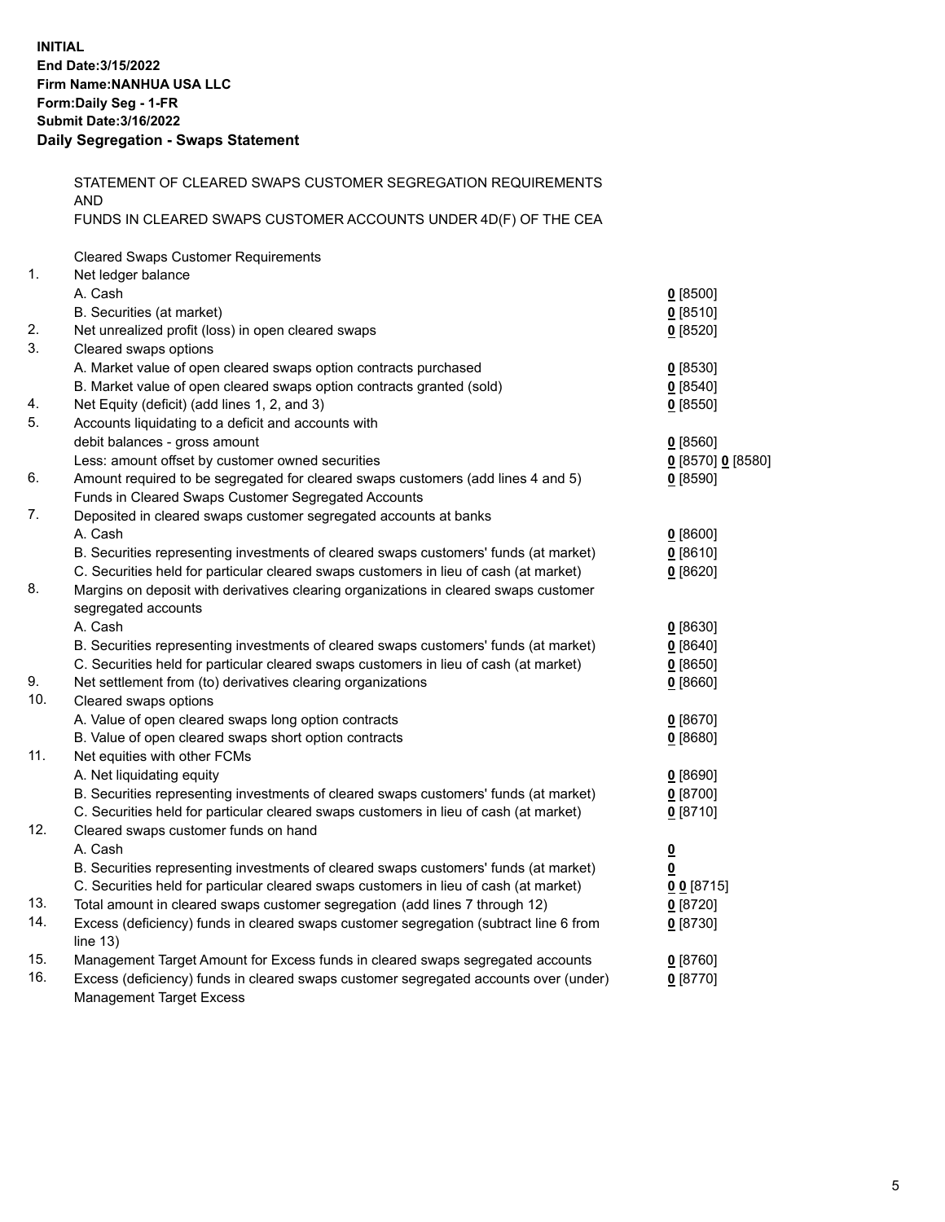**INITIAL**
**End Date:3/15/2022**
**Firm Name:NANHUA USA LLC**
**Form:Daily Seg - 1-FR**
**Submit Date:3/16/2022**
**Daily Segregation - Swaps Statement**

STATEMENT OF CLEARED SWAPS CUSTOMER SEGREGATION REQUIREMENTS AND FUNDS IN CLEARED SWAPS CUSTOMER ACCOUNTS UNDER 4D(F) OF THE CEA

| | | |
|---|---|---|
| | Cleared Swaps Customer Requirements | |
| 1. | Net ledger balance | |
| | A. Cash | 0 [8500] |
| | B. Securities (at market) | 0 [8510] |
| 2. | Net unrealized profit (loss) in open cleared swaps | 0 [8520] |
| 3. | Cleared swaps options | |
| | A. Market value of open cleared swaps option contracts purchased | 0 [8530] |
| | B. Market value of open cleared swaps option contracts granted (sold) | 0 [8540] |
| 4. | Net Equity (deficit) (add lines 1, 2, and 3) | 0 [8550] |
| 5. | Accounts liquidating to a deficit and accounts with debit balances - gross amount | 0 [8560] |
| | Less: amount offset by customer owned securities | 0 [8570] 0 [8580] |
| 6. | Amount required to be segregated for cleared swaps customers (add lines 4 and 5) | 0 [8590] |
| | Funds in Cleared Swaps Customer Segregated Accounts | |
| 7. | Deposited in cleared swaps customer segregated accounts at banks | |
| | A. Cash | 0 [8600] |
| | B. Securities representing investments of cleared swaps customers' funds (at market) | 0 [8610] |
| | C. Securities held for particular cleared swaps customers in lieu of cash (at market) | 0 [8620] |
| 8. | Margins on deposit with derivatives clearing organizations in cleared swaps customer segregated accounts | |
| | A. Cash | 0 [8630] |
| | B. Securities representing investments of cleared swaps customers' funds (at market) | 0 [8640] |
| | C. Securities held for particular cleared swaps customers in lieu of cash (at market) | 0 [8650] |
| 9. | Net settlement from (to) derivatives clearing organizations | 0 [8660] |
| 10. | Cleared swaps options | |
| | A. Value of open cleared swaps long option contracts | 0 [8670] |
| | B. Value of open cleared swaps short option contracts | 0 [8680] |
| 11. | Net equities with other FCMs | |
| | A. Net liquidating equity | 0 [8690] |
| | B. Securities representing investments of cleared swaps customers' funds (at market) | 0 [8700] |
| | C. Securities held for particular cleared swaps customers in lieu of cash (at market) | 0 [8710] |
| 12. | Cleared swaps customer funds on hand | |
| | A. Cash | 0 |
| | B. Securities representing investments of cleared swaps customers' funds (at market) | 0 |
| | C. Securities held for particular cleared swaps customers in lieu of cash (at market) | 0 0 [8715] |
| 13. | Total amount in cleared swaps customer segregation (add lines 7 through 12) | 0 [8720] |
| 14. | Excess (deficiency) funds in cleared swaps customer segregation (subtract line 6 from line 13) | 0 [8730] |
| 15. | Management Target Amount for Excess funds in cleared swaps segregated accounts | 0 [8760] |
| 16. | Excess (deficiency) funds in cleared swaps customer segregated accounts over (under) Management Target Excess | 0 [8770] |